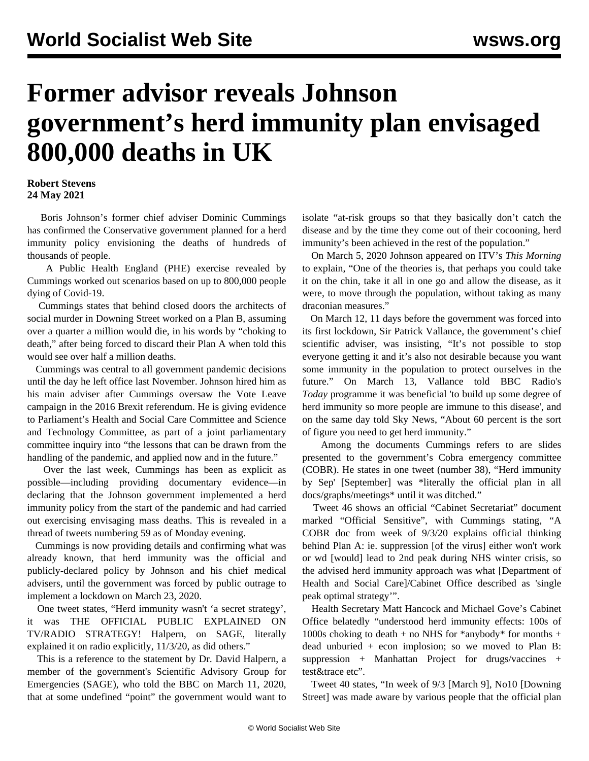# Former advisor reveals Johnson government's herd immunity plan envisaged 800,000 deaths in UK

**Robert Stevens**
**24 May 2021**

Boris Johnson's former chief adviser Dominic Cummings has confirmed the Conservative government planned for a herd immunity policy envisioning the deaths of hundreds of thousands of people.

A Public Health England (PHE) exercise revealed by Cummings worked out scenarios based on up to 800,000 people dying of Covid-19.

Cummings states that behind closed doors the architects of social murder in Downing Street worked on a Plan B, assuming over a quarter a million would die, in his words by "choking to death," after being forced to discard their Plan A when told this would see over half a million deaths.

Cummings was central to all government pandemic decisions until the day he left office last November. Johnson hired him as his main adviser after Cummings oversaw the Vote Leave campaign in the 2016 Brexit referendum. He is giving evidence to Parliament's Health and Social Care Committee and Science and Technology Committee, as part of a joint parliamentary committee inquiry into "the lessons that can be drawn from the handling of the pandemic, and applied now and in the future."

Over the last week, Cummings has been as explicit as possible—including providing documentary evidence—in declaring that the Johnson government implemented a herd immunity policy from the start of the pandemic and had carried out exercising envisaging mass deaths. This is revealed in a thread of tweets numbering 59 as of Monday evening.

Cummings is now providing details and confirming what was already known, that herd immunity was the official and publicly-declared policy by Johnson and his chief medical advisers, until the government was forced by public outrage to implement a lockdown on March 23, 2020.

One tweet states, "Herd immunity wasn't 'a secret strategy', it was THE OFFICIAL PUBLIC EXPLAINED ON TV/RADIO STRATEGY! Halpern, on SAGE, literally explained it on radio explicitly, 11/3/20, as did others."

This is a reference to the statement by Dr. David Halpern, a member of the government's Scientific Advisory Group for Emergencies (SAGE), who told the BBC on March 11, 2020, that at some undefined "point" the government would want to isolate "at-risk groups so that they basically don't catch the disease and by the time they come out of their cocooning, herd immunity's been achieved in the rest of the population."

On March 5, 2020 Johnson appeared on ITV's *This Morning* to explain, "One of the theories is, that perhaps you could take it on the chin, take it all in one go and allow the disease, as it were, to move through the population, without taking as many draconian measures."

On March 12, 11 days before the government was forced into its first lockdown, Sir Patrick Vallance, the government's chief scientific adviser, was insisting, "It's not possible to stop everyone getting it and it's also not desirable because you want some immunity in the population to protect ourselves in the future." On March 13, Vallance told BBC Radio's *Today* programme it was beneficial 'to build up some degree of herd immunity so more people are immune to this disease', and on the same day told Sky News, "About 60 percent is the sort of figure you need to get herd immunity."

Among the documents Cummings refers to are slides presented to the government's Cobra emergency committee (COBR). He states in one tweet (number 38), "Herd immunity by Sep' [September] was *literally the official plan in all docs/graphs/meetings* until it was ditched."

Tweet 46 shows an official "Cabinet Secretariat" document marked "Official Sensitive", with Cummings stating, "A COBR doc from week of 9/3/20 explains official thinking behind Plan A: ie. suppression [of the virus] either won't work or wd [would] lead to 2nd peak during NHS winter crisis, so the advised herd immunity approach was what [Department of Health and Social Care]/Cabinet Office described as 'single peak optimal strategy'".

Health Secretary Matt Hancock and Michael Gove's Cabinet Office belatedly "understood herd immunity effects: 100s of 1000s choking to death + no NHS for *anybody* for months + dead unburied + econ implosion; so we moved to Plan B: suppression + Manhattan Project for drugs/vaccines + test&trace etc".

Tweet 40 states, "In week of 9/3 [March 9], No10 [Downing Street] was made aware by various people that the official plan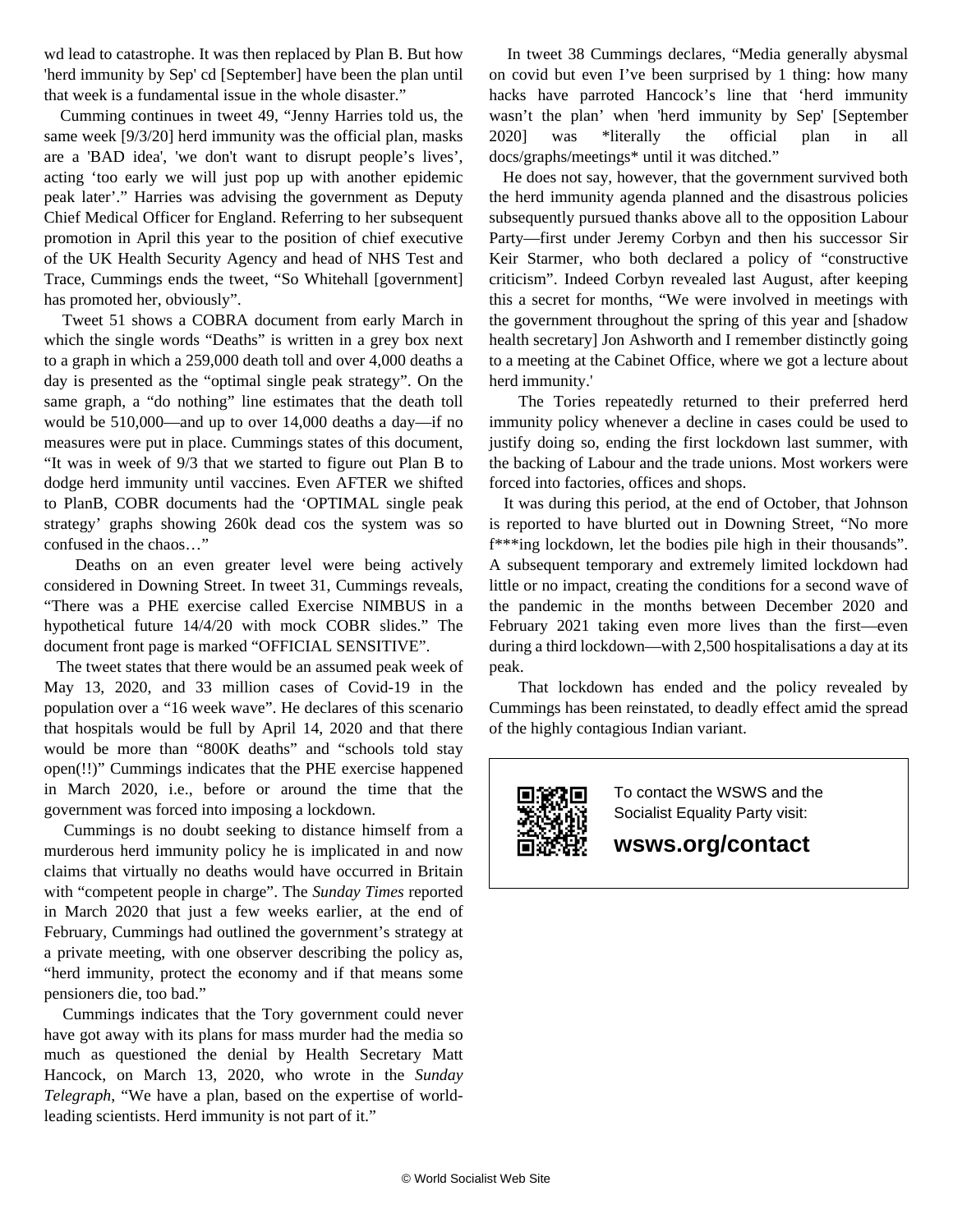wd lead to catastrophe. It was then replaced by Plan B. But how 'herd immunity by Sep' cd [September] have been the plan until that week is a fundamental issue in the whole disaster."

Cumming continues in tweet 49, "Jenny Harries told us, the same week [9/3/20] herd immunity was the official plan, masks are a 'BAD idea', 'we don't want to disrupt people's lives', acting 'too early we will just pop up with another epidemic peak later'." Harries was advising the government as Deputy Chief Medical Officer for England. Referring to her subsequent promotion in April this year to the position of chief executive of the UK Health Security Agency and head of NHS Test and Trace, Cummings ends the tweet, "So Whitehall [government] has promoted her, obviously".

Tweet 51 shows a COBRA document from early March in which the single words "Deaths" is written in a grey box next to a graph in which a 259,000 death toll and over 4,000 deaths a day is presented as the "optimal single peak strategy". On the same graph, a "do nothing" line estimates that the death toll would be 510,000—and up to over 14,000 deaths a day—if no measures were put in place. Cummings states of this document, "It was in week of 9/3 that we started to figure out Plan B to dodge herd immunity until vaccines. Even AFTER we shifted to PlanB, COBR documents had the 'OPTIMAL single peak strategy' graphs showing 260k dead cos the system was so confused in the chaos…"

Deaths on an even greater level were being actively considered in Downing Street. In tweet 31, Cummings reveals, "There was a PHE exercise called Exercise NIMBUS in a hypothetical future 14/4/20 with mock COBR slides." The document front page is marked "OFFICIAL SENSITIVE".

The tweet states that there would be an assumed peak week of May 13, 2020, and 33 million cases of Covid-19 in the population over a "16 week wave". He declares of this scenario that hospitals would be full by April 14, 2020 and that there would be more than "800K deaths" and "schools told stay open(!!)" Cummings indicates that the PHE exercise happened in March 2020, i.e., before or around the time that the government was forced into imposing a lockdown.

Cummings is no doubt seeking to distance himself from a murderous herd immunity policy he is implicated in and now claims that virtually no deaths would have occurred in Britain with "competent people in charge". The *Sunday Times* reported in March 2020 that just a few weeks earlier, at the end of February, Cummings had outlined the government's strategy at a private meeting, with one observer describing the policy as, "herd immunity, protect the economy and if that means some pensioners die, too bad."

Cummings indicates that the Tory government could never have got away with its plans for mass murder had the media so much as questioned the denial by Health Secretary Matt Hancock, on March 13, 2020, who wrote in the *Sunday Telegraph*, "We have a plan, based on the expertise of world-leading scientists. Herd immunity is not part of it."

In tweet 38 Cummings declares, "Media generally abysmal on covid but even I've been surprised by 1 thing: how many hacks have parroted Hancock's line that 'herd immunity wasn't the plan' when 'herd immunity by Sep' [September 2020] was *literally the official plan in all docs/graphs/meetings* until it was ditched."

He does not say, however, that the government survived both the herd immunity agenda planned and the disastrous policies subsequently pursued thanks above all to the opposition Labour Party—first under Jeremy Corbyn and then his successor Sir Keir Starmer, who both declared a policy of "constructive criticism". Indeed Corbyn revealed last August, after keeping this a secret for months, "We were involved in meetings with the government throughout the spring of this year and [shadow health secretary] Jon Ashworth and I remember distinctly going to a meeting at the Cabinet Office, where we got a lecture about herd immunity.'

The Tories repeatedly returned to their preferred herd immunity policy whenever a decline in cases could be used to justify doing so, ending the first lockdown last summer, with the backing of Labour and the trade unions. Most workers were forced into factories, offices and shops.

It was during this period, at the end of October, that Johnson is reported to have blurted out in Downing Street, "No more f***ing lockdown, let the bodies pile high in their thousands". A subsequent temporary and extremely limited lockdown had little or no impact, creating the conditions for a second wave of the pandemic in the months between December 2020 and February 2021 taking even more lives than the first—even during a third lockdown—with 2,500 hospitalisations a day at its peak.

That lockdown has ended and the policy revealed by Cummings has been reinstated, to deadly effect amid the spread of the highly contagious Indian variant.

To contact the WSWS and the Socialist Equality Party visit:

**wsws.org/contact**